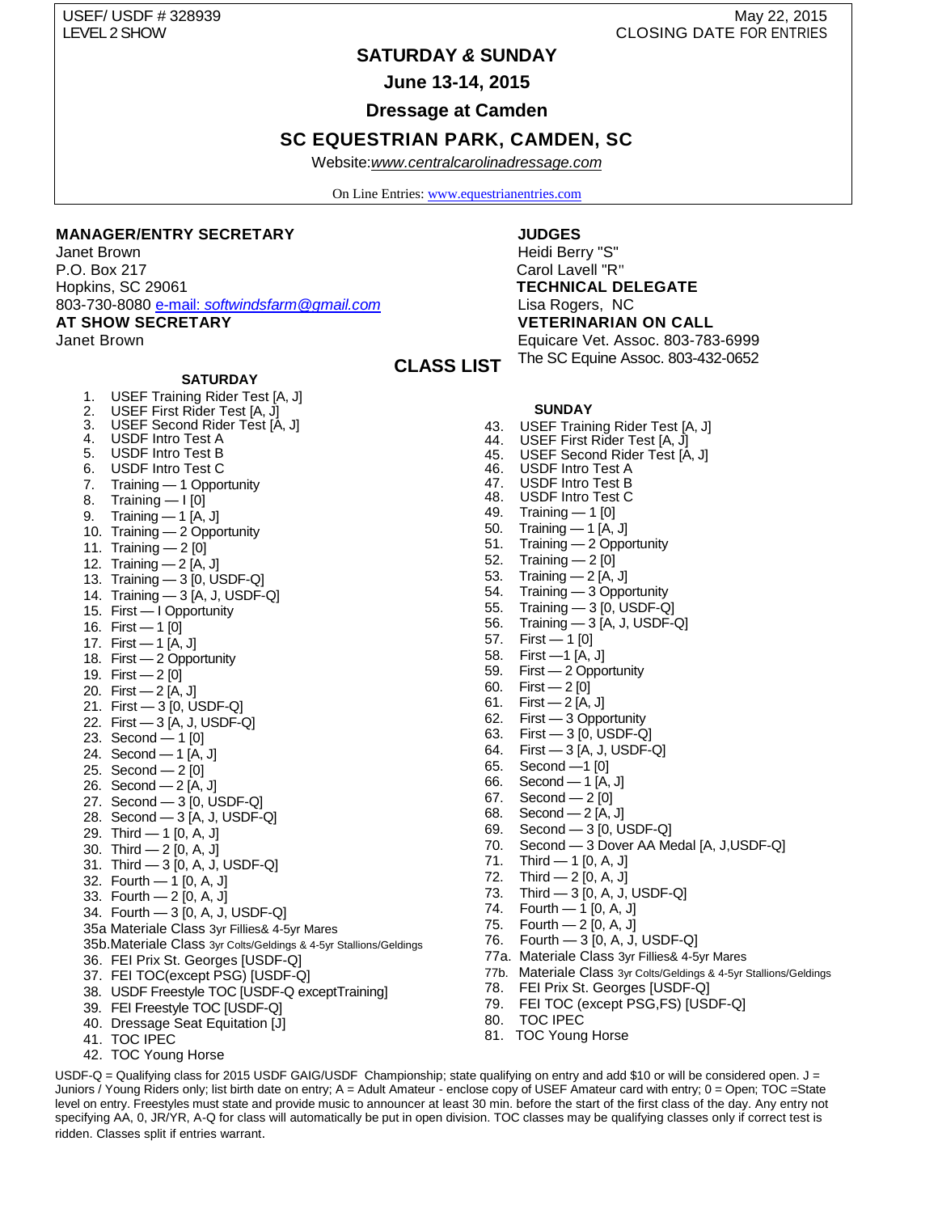USEF/ USDF # 328939
LEVEL 2 SHOW

May 22, 2015
CLOSING DATE FOR ENTRIES

# SATURDAY & SUNDAY

## June 13-14, 2015

## Dressage at Camden

## SC EQUESTRIAN PARK, CAMDEN, SC

Website:*www.centralcarolinadressage.com*

On Line Entries: www.equestrianentries.com

**MANAGER/ENTRY SECRETARY**
Janet Brown
P.O. Box 217
Hopkins, SC 29061
803-730-8080 e-mail: *softwindsfarm@gmail.com*

**AT SHOW SECRETARY**
Janet Brown

**JUDGES**
Heidi Berry "S"
Carol Lavell "R"

**TECHNICAL DELEGATE**
Lisa Rogers, NC

**VETERINARIAN ON CALL**
Equicare Vet. Assoc. 803-783-6999
The SC Equine Assoc. 803-432-0652

## CLASS LIST

### SATURDAY

1. USEF Training Rider Test [A, J]
2. USEF First Rider Test [A, J]
3. USEF Second Rider Test [A, J]
4. USDF Intro Test A
5. USDF Intro Test B
6. USDF Intro Test C
7. Training — 1 Opportunity
8. Training — I [0]
9. Training — 1 [A, J]
10. Training — 2 Opportunity
11. Training — 2 [0]
12. Training — 2 [A, J]
13. Training — 3 [0, USDF-Q]
14. Training — 3 [A, J, USDF-Q]
15. First — I Opportunity
16. First — 1 [0]
17. First — 1 [A, J]
18. First — 2 Opportunity
19. First — 2 [0]
20. First — 2 [A, J]
21. First — 3 [0, USDF-Q]
22. First — 3 [A, J, USDF-Q]
23. Second — 1 [0]
24. Second — 1 [A, J]
25. Second — 2 [0]
26. Second — 2 [A, J]
27. Second — 3 [0, USDF-Q]
28. Second — 3 [A, J, USDF-Q]
29. Third — 1 [0, A, J]
30. Third — 2 [0, A, J]
31. Third — 3 [0, A, J, USDF-Q]
32. Fourth — 1 [0, A, J]
33. Fourth — 2 [0, A, J]
34. Fourth — 3 [0, A, J, USDF-Q]

35a Materiale Class 3yr Fillies& 4-5yr Mares
35b.Materiale Class 3yr Colts/Geldings & 4-5yr Stallions/Geldings

36. FEI Prix St. Georges [USDF-Q]
37. FEI TOC(except PSG) [USDF-Q]
38. USDF Freestyle TOC [USDF-Q exceptTraining]
39. FEI Freestyle TOC [USDF-Q]
40. Dressage Seat Equitation [J]
41. TOC IPEC
42. TOC Young Horse

### SUNDAY

43. USEF Training Rider Test [A, J]
44. USEF First Rider Test [A, J]
45. USEF Second Rider Test [A, J]
46. USDF Intro Test A
47. USDF Intro Test B
48. USDF Intro Test C
49. Training — 1 [0]
50. Training — 1 [A, J]
51. Training — 2 Opportunity
52. Training — 2 [0]
53. Training — 2 [A, J]
54. Training — 3 Opportunity
55. Training — 3 [0, USDF-Q]
56. Training — 3 [A, J, USDF-Q]
57. First — 1 [0]
58. First —1 [A, J]
59. First — 2 Opportunity
60. First — 2 [0]
61. First — 2 [A, J]
62. First — 3 Opportunity
63. First — 3 [0, USDF-Q]
64. First — 3 [A, J, USDF-Q]
65. Second —1 [0]
66. Second — 1 [A, J]
67. Second — 2 [0]
68. Second — 2 [A, J]
69. Second — 3 [0, USDF-Q]
70. Second — 3 Dover AA Medal [A, J,USDF-Q]
71. Third — 1 [0, A, J]
72. Third — 2 [0, A, J]
73. Third — 3 [0, A, J, USDF-Q]
74. Fourth — 1 [0, A, J]
75. Fourth — 2 [0, A, J]
76. Fourth — 3 [0, A, J, USDF-Q]

77a. Materiale Class 3yr Fillies& 4-5yr Mares
77b. Materiale Class 3yr Colts/Geldings & 4-5yr Stallions/Geldings

78. FEI Prix St. Georges [USDF-Q]
79. FEI TOC (except PSG,FS) [USDF-Q]
80. TOC IPEC
81. TOC Young Horse

USDF-Q = Qualifying class for 2015 USDF GAIG/USDF Championship; state qualifying on entry and add $10 or will be considered open. J = Juniors / Young Riders only; list birth date on entry; A = Adult Amateur - enclose copy of USEF Amateur card with entry; 0 = Open; TOC =State level on entry. Freestyles must state and provide music to announcer at least 30 min. before the start of the first class of the day. Any entry not specifying AA, 0, JR/YR, A-Q for class will automatically be put in open division. TOC classes may be qualifying classes only if correct test is ridden. Classes split if entries warrant.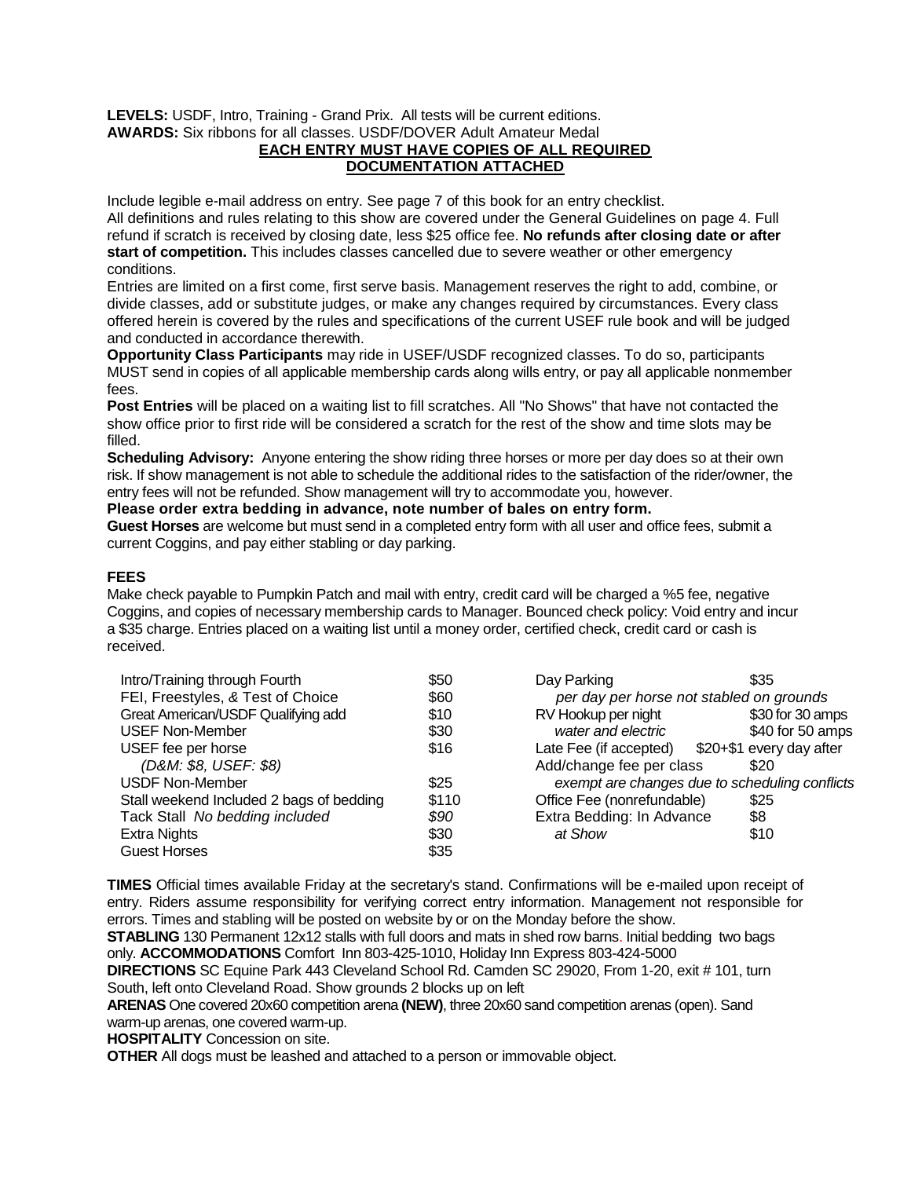**LEVELS:** USDF, Intro, Training - Grand Prix. All tests will be current editions.
**AWARDS:** Six ribbons for all classes. USDF/DOVER Adult Amateur Medal

**EACH ENTRY MUST HAVE COPIES OF ALL REQUIRED DOCUMENTATION ATTACHED**

Include legible e-mail address on entry. See page 7 of this book for an entry checklist.
All definitions and rules relating to this show are covered under the General Guidelines on page 4. Full refund if scratch is received by closing date, less $25 office fee. **No refunds after closing date or after start of competition.** This includes classes cancelled due to severe weather or other emergency conditions.
Entries are limited on a first come, first serve basis. Management reserves the right to add, combine, or divide classes, add or substitute judges, or make any changes required by circumstances. Every class offered herein is covered by the rules and specifications of the current USEF rule book and will be judged and conducted in accordance therewith.
**Opportunity Class Participants** may ride in USEF/USDF recognized classes. To do so, participants MUST send in copies of all applicable membership cards along wills entry, or pay all applicable nonmember fees.
**Post Entries** will be placed on a waiting list to fill scratches. All "No Shows" that have not contacted the show office prior to first ride will be considered a scratch for the rest of the show and time slots may be filled.
**Scheduling Advisory:** Anyone entering the show riding three horses or more per day does so at their own risk. If show management is not able to schedule the additional rides to the satisfaction of the rider/owner, the entry fees will not be refunded. Show management will try to accommodate you, however.
**Please order extra bedding in advance, note number of bales on entry form.**
**Guest Horses** are welcome but must send in a completed entry form with all user and office fees, submit a current Coggins, and pay either stabling or day parking.

**FEES**
Make check payable to Pumpkin Patch and mail with entry, credit card will be charged a %5 fee, negative Coggins, and copies of necessary membership cards to Manager. Bounced check policy: Void entry and incur a $35 charge. Entries placed on a waiting list until a money order, certified check, credit card or cash is received.

| | |
|---|---|
| Intro/Training through Fourth | $50 |
| FEI, Freestyles, & Test of Choice | $60 |
| Great American/USDF Qualifying add | $10 |
| USEF Non-Member | $30 |
| USEF fee per horse | $16 |
| *(D&M: $8, USEF: $8)* | |
| USDF Non-Member | $25 |
| Stall weekend Included 2 bags of bedding | $110 |
| Tack Stall *No bedding included* | *$90* |
| Extra Nights | $30 |
| Guest Horses | $35 |

| | |
|---|---|
| Day Parking | $35 |
| *per day per horse not stabled on grounds* | |
| RV Hookup per night | $30 for 30 amps |
| *water and electric* | $40 for 50 amps |
| Late Fee (if accepted) | $20+$1 every day after |
| Add/change fee per class | $20 |
| *exempt are changes due to scheduling conflicts* | |
| Office Fee (nonrefundable) | $25 |
| Extra Bedding: In Advance | $8 |
| *at Show* | $10 |

**TIMES** Official times available Friday at the secretary's stand. Confirmations will be e-mailed upon receipt of entry. Riders assume responsibility for verifying correct entry information. Management not responsible for errors. Times and stabling will be posted on website by or on the Monday before the show.
**STABLING** 130 Permanent 12x12 stalls with full doors and mats in shed row barns. Initial bedding two bags only. **ACCOMMODATIONS** Comfort Inn 803-425-1010, Holiday Inn Express 803-424-5000
**DIRECTIONS** SC Equine Park 443 Cleveland School Rd. Camden SC 29020, From 1-20, exit # 101, turn South, left onto Cleveland Road. Show grounds 2 blocks up on left
**ARENAS** One covered 20x60 competition arena **(NEW)**, three 20x60 sand competition arenas (open). Sand warm-up arenas, one covered warm-up.
**HOSPITALITY** Concession on site.
**OTHER** All dogs must be leashed and attached to a person or immovable object.